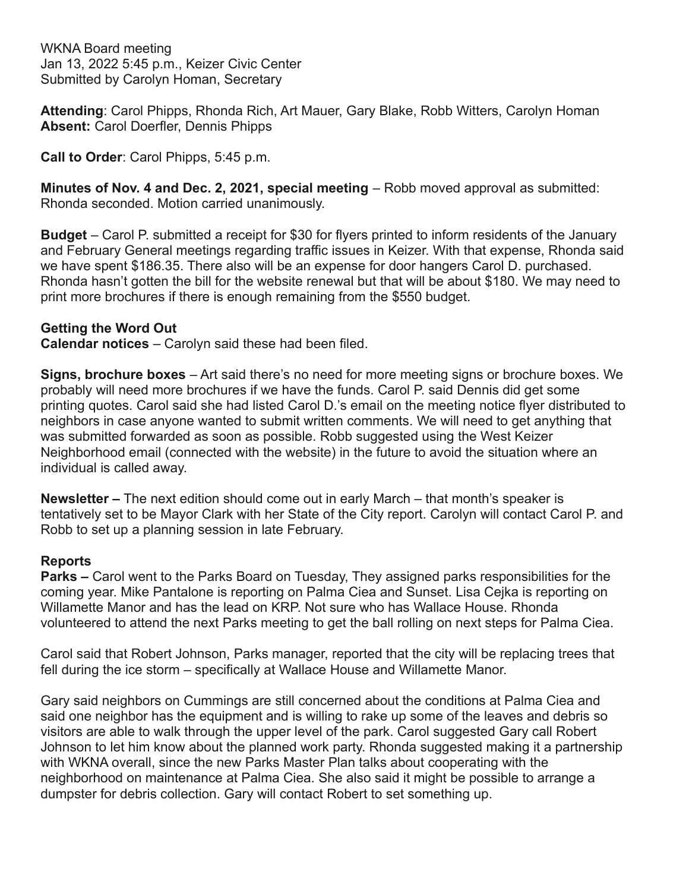WKNA Board meeting
Jan 13, 2022 5:45 p.m., Keizer Civic Center
Submitted by Carolyn Homan, Secretary

**Attending**: Carol Phipps, Rhonda Rich, Art Mauer, Gary Blake, Robb Witters, Carolyn Homan
**Absent:** Carol Doerfler, Dennis Phipps

**Call to Order**: Carol Phipps, 5:45 p.m.

**Minutes of Nov. 4 and Dec. 2, 2021, special meeting** – Robb moved approval as submitted: Rhonda seconded. Motion carried unanimously.

**Budget** – Carol P. submitted a receipt for $30 for flyers printed to inform residents of the January and February General meetings regarding traffic issues in Keizer. With that expense, Rhonda said we have spent $186.35. There also will be an expense for door hangers Carol D. purchased. Rhonda hasn't gotten the bill for the website renewal but that will be about $180. We may need to print more brochures if there is enough remaining from the $550 budget.

**Getting the Word Out**

**Calendar notices** – Carolyn said these had been filed.

**Signs, brochure boxes** – Art said there's no need for more meeting signs or brochure boxes. We probably will need more brochures if we have the funds. Carol P. said Dennis did get some printing quotes. Carol said she had listed Carol D.'s email on the meeting notice flyer distributed to neighbors in case anyone wanted to submit written comments. We will need to get anything that was submitted forwarded as soon as possible. Robb suggested using the West Keizer Neighborhood email (connected with the website) in the future to avoid the situation where an individual is called away.

**Newsletter –** The next edition should come out in early March – that month's speaker is tentatively set to be Mayor Clark with her State of the City report. Carolyn will contact Carol P. and Robb to set up a planning session in late February.

**Reports**

**Parks –** Carol went to the Parks Board on Tuesday, They assigned parks responsibilities for the coming year. Mike Pantalone is reporting on Palma Ciea and Sunset. Lisa Cejka is reporting on Willamette Manor and has the lead on KRP. Not sure who has Wallace House. Rhonda volunteered to attend the next Parks meeting to get the ball rolling on next steps for Palma Ciea.

Carol said that Robert Johnson, Parks manager, reported that the city will be replacing trees that fell during the ice storm – specifically at Wallace House and Willamette Manor.

Gary said neighbors on Cummings are still concerned about the conditions at Palma Ciea and said one neighbor has the equipment and is willing to rake up some of the leaves and debris so visitors are able to walk through the upper level of the park. Carol suggested Gary call Robert Johnson to let him know about the planned work party. Rhonda suggested making it a partnership with WKNA overall, since the new Parks Master Plan talks about cooperating with the neighborhood on maintenance at Palma Ciea. She also said it might be possible to arrange a dumpster for debris collection. Gary will contact Robert to set something up.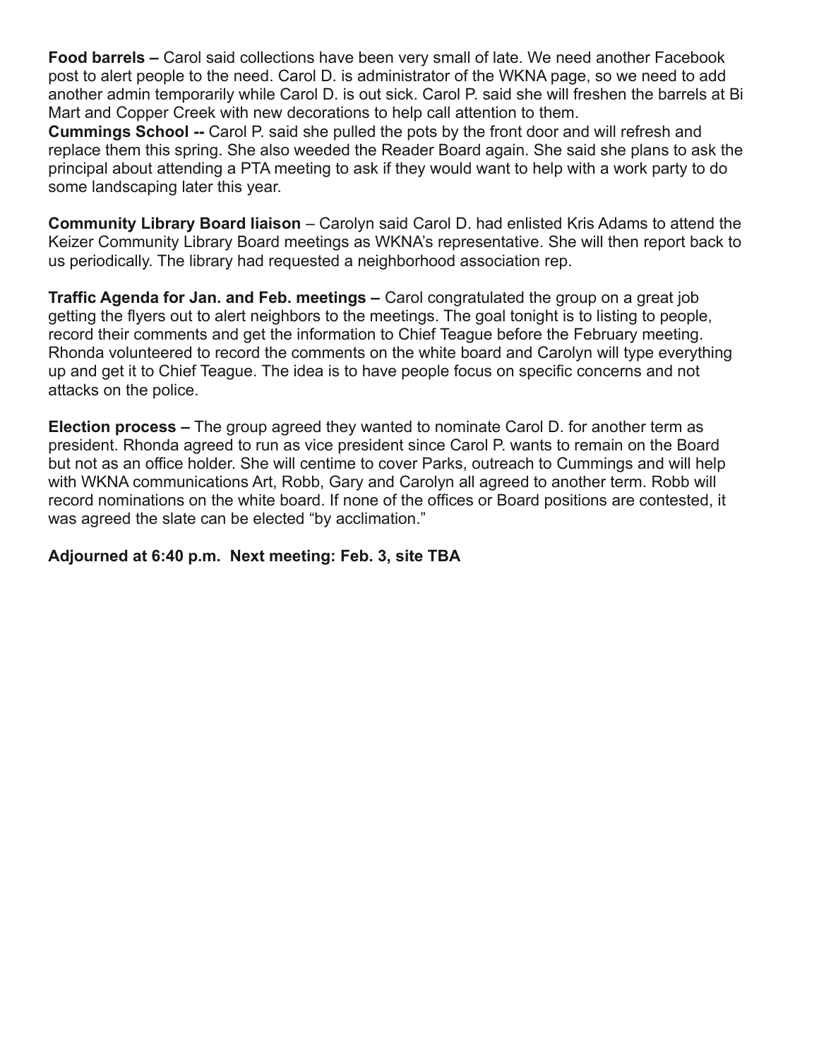**Food barrels –** Carol said collections have been very small of late. We need another Facebook post to alert people to the need. Carol D. is administrator of the WKNA page, so we need to add another admin temporarily while Carol D. is out sick. Carol P. said she will freshen the barrels at Bi Mart and Copper Creek with new decorations to help call attention to them.
**Cummings School --** Carol P. said she pulled the pots by the front door and will refresh and replace them this spring. She also weeded the Reader Board again. She said she plans to ask the principal about attending a PTA meeting to ask if they would want to help with a work party to do some landscaping later this year.

**Community Library Board liaison** – Carolyn said Carol D. had enlisted Kris Adams to attend the Keizer Community Library Board meetings as WKNA's representative. She will then report back to us periodically. The library had requested a neighborhood association rep.

**Traffic Agenda for Jan. and Feb. meetings –** Carol congratulated the group on a great job getting the flyers out to alert neighbors to the meetings. The goal tonight is to listing to people, record their comments and get the information to Chief Teague before the February meeting. Rhonda volunteered to record the comments on the white board and Carolyn will type everything up and get it to Chief Teague. The idea is to have people focus on specific concerns and not attacks on the police.

**Election process –** The group agreed they wanted to nominate Carol D. for another term as president. Rhonda agreed to run as vice president since Carol P. wants to remain on the Board but not as an office holder. She will centime to cover Parks, outreach to Cummings and will help with WKNA communications Art, Robb, Gary and Carolyn all agreed to another term. Robb will record nominations on the white board. If none of the offices or Board positions are contested, it was agreed the slate can be elected "by acclimation."

**Adjourned at 6:40 p.m. Next meeting: Feb. 3, site TBA**